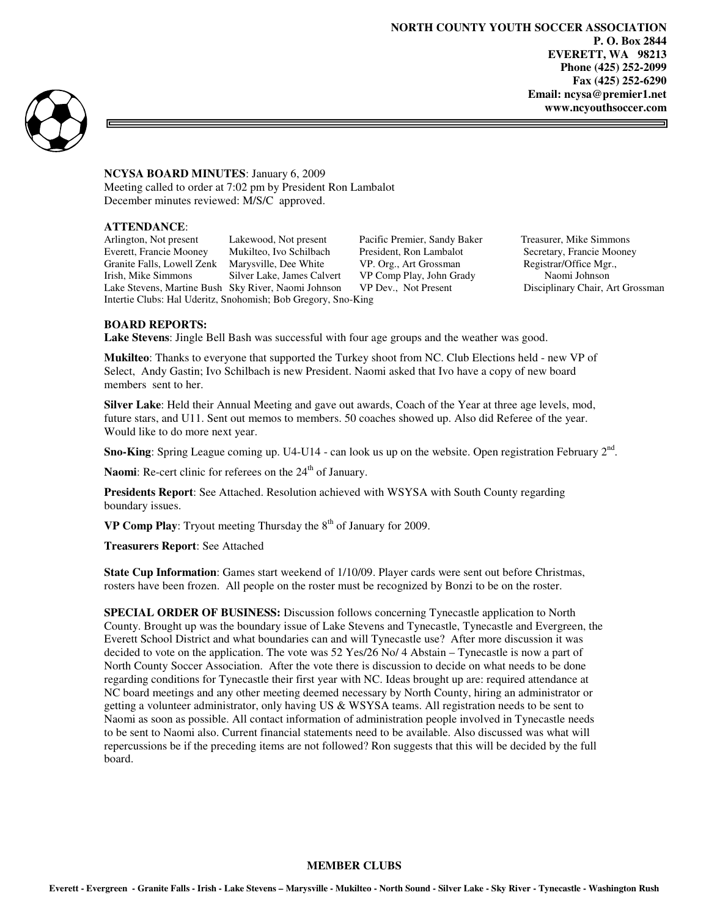**NORTH COUNTY YOUTH SOCCER ASSOCIATION**
**P. O. Box 2844**
**EVERETT, WA 98213**
**Phone (425) 252-2099**
**Fax (425) 252-6290**
**Email: ncysa@premier1.net**
**www.ncyouthsoccer.com**

**NCYSA BOARD MINUTES**: January 6, 2009
Meeting called to order at 7:02 pm by President Ron Lambalot
December minutes reviewed: M/S/C approved.

**ATTENDANCE**:

| | | | |
|---|---|---|---|
| Arlington, Not present | Lakewood, Not present | Pacific Premier, Sandy Baker | Treasurer, Mike Simmons |
| Everett, Francie Mooney | Mukilteo, Ivo Schilbach | President, Ron Lambalot | Secretary, Francie Mooney |
| Granite Falls, Lowell Zenk | Marysville, Dee White | VP. Org., Art Grossman | Registrar/Office Mgr., Naomi Johnson |
| Irish, Mike Simmons | Silver Lake, James Calvert | VP Comp Play, John Grady | |
| Lake Stevens, Martine Bush | Sky River, Naomi Johnson | VP Dev., Not Present | Disciplinary Chair, Art Grossman |

Intertie Clubs: Hal Uderitz, Snohomish; Bob Gregory, Sno-King

**BOARD REPORTS:**

**Lake Stevens**: Jingle Bell Bash was successful with four age groups and the weather was good.

**Mukilteo**: Thanks to everyone that supported the Turkey shoot from NC. Club Elections held - new VP of Select, Andy Gastin; Ivo Schilbach is new President. Naomi asked that Ivo have a copy of new board members sent to her.

**Silver Lake**: Held their Annual Meeting and gave out awards, Coach of the Year at three age levels, mod, future stars, and U11. Sent out memos to members. 50 coaches showed up. Also did Referee of the year. Would like to do more next year.

**Sno-King**: Spring League coming up. U4-U14 - can look us up on the website. Open registration February 2nd.

**Naomi**: Re-cert clinic for referees on the 24th of January.

**Presidents Report**: See Attached. Resolution achieved with WSYSA with South County regarding boundary issues.

**VP Comp Play**: Tryout meeting Thursday the 8th of January for 2009.

**Treasurers Report**: See Attached

**State Cup Information**: Games start weekend of 1/10/09. Player cards were sent out before Christmas, rosters have been frozen. All people on the roster must be recognized by Bonzi to be on the roster.

**SPECIAL ORDER OF BUSINESS:** Discussion follows concerning Tynecastle application to North County. Brought up was the boundary issue of Lake Stevens and Tynecastle, Tynecastle and Evergreen, the Everett School District and what boundaries can and will Tynecastle use? After more discussion it was decided to vote on the application. The vote was 52 Yes/26 No/ 4 Abstain – Tynecastle is now a part of North County Soccer Association. After the vote there is discussion to decide on what needs to be done regarding conditions for Tynecastle their first year with NC. Ideas brought up are: required attendance at NC board meetings and any other meeting deemed necessary by North County, hiring an administrator or getting a volunteer administrator, only having US & WSYSA teams. All registration needs to be sent to Naomi as soon as possible. All contact information of administration people involved in Tynecastle needs to be sent to Naomi also. Current financial statements need to be available. Also discussed was what will repercussions be if the preceding items are not followed? Ron suggests that this will be decided by the full board.

**MEMBER CLUBS**

**Everett - Evergreen - Granite Falls - Irish - Lake Stevens – Marysville - Mukilteo - North Sound - Silver Lake - Sky River - Tynecastle - Washington Rush**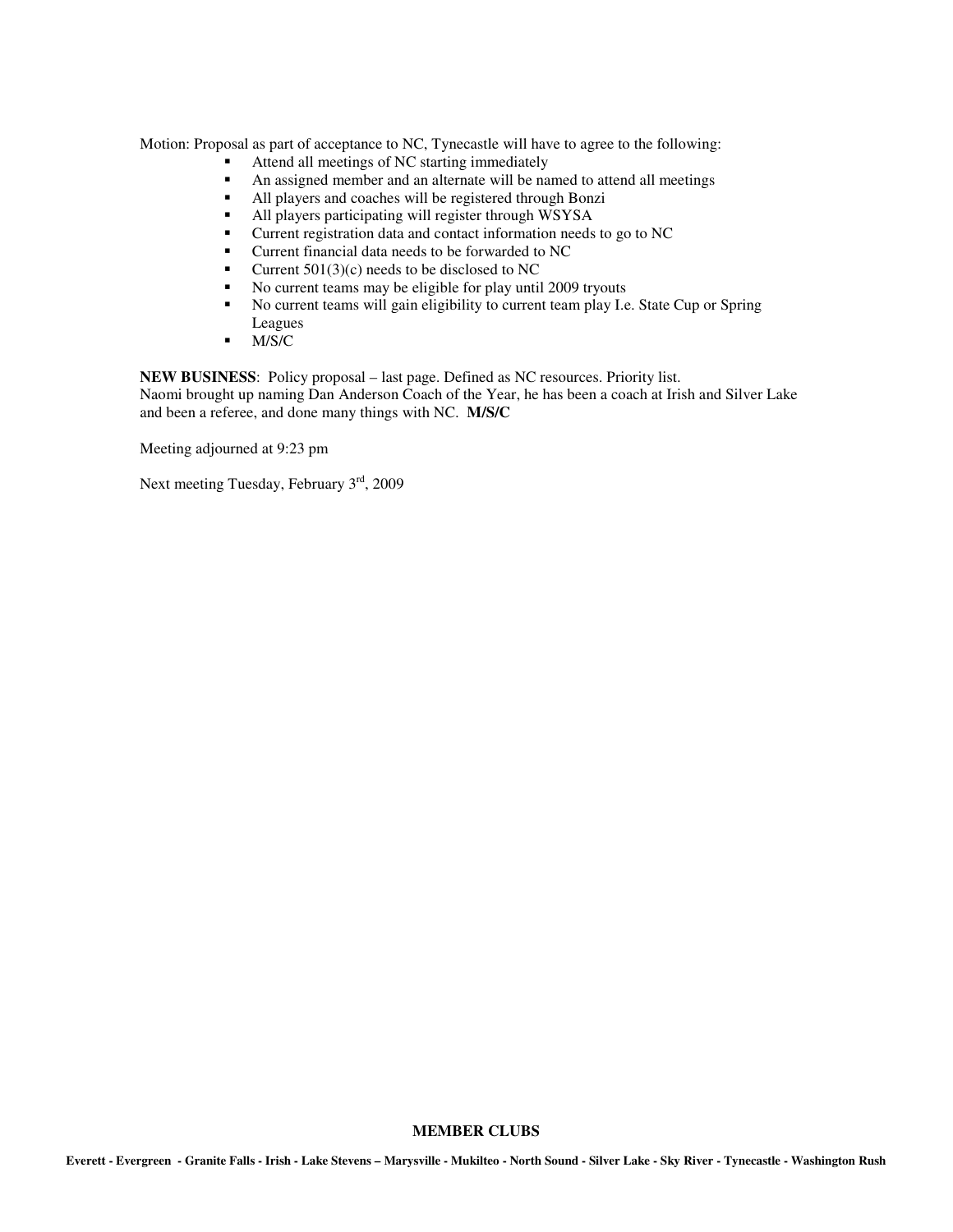Motion: Proposal as part of acceptance to NC, Tynecastle will have to agree to the following:

- Attend all meetings of NC starting immediately
- An assigned member and an alternate will be named to attend all meetings
- All players and coaches will be registered through Bonzi
- All players participating will register through WSYSA
- Current registration data and contact information needs to go to NC
- Current financial data needs to be forwarded to NC
- Current 501(3)(c) needs to be disclosed to NC
- No current teams may be eligible for play until 2009 tryouts
- No current teams will gain eligibility to current team play I.e. State Cup or Spring Leagues
- M/S/C

**NEW BUSINESS**: Policy proposal – last page. Defined as NC resources. Priority list.
Naomi brought up naming Dan Anderson Coach of the Year, he has been a coach at Irish and Silver Lake and been a referee, and done many things with NC. **M/S/C**

Meeting adjourned at 9:23 pm

Next meeting Tuesday, February 3rd, 2009

**MEMBER CLUBS**

**Everett - Evergreen - Granite Falls - Irish - Lake Stevens – Marysville - Mukilteo - North Sound - Silver Lake - Sky River - Tynecastle - Washington Rush**